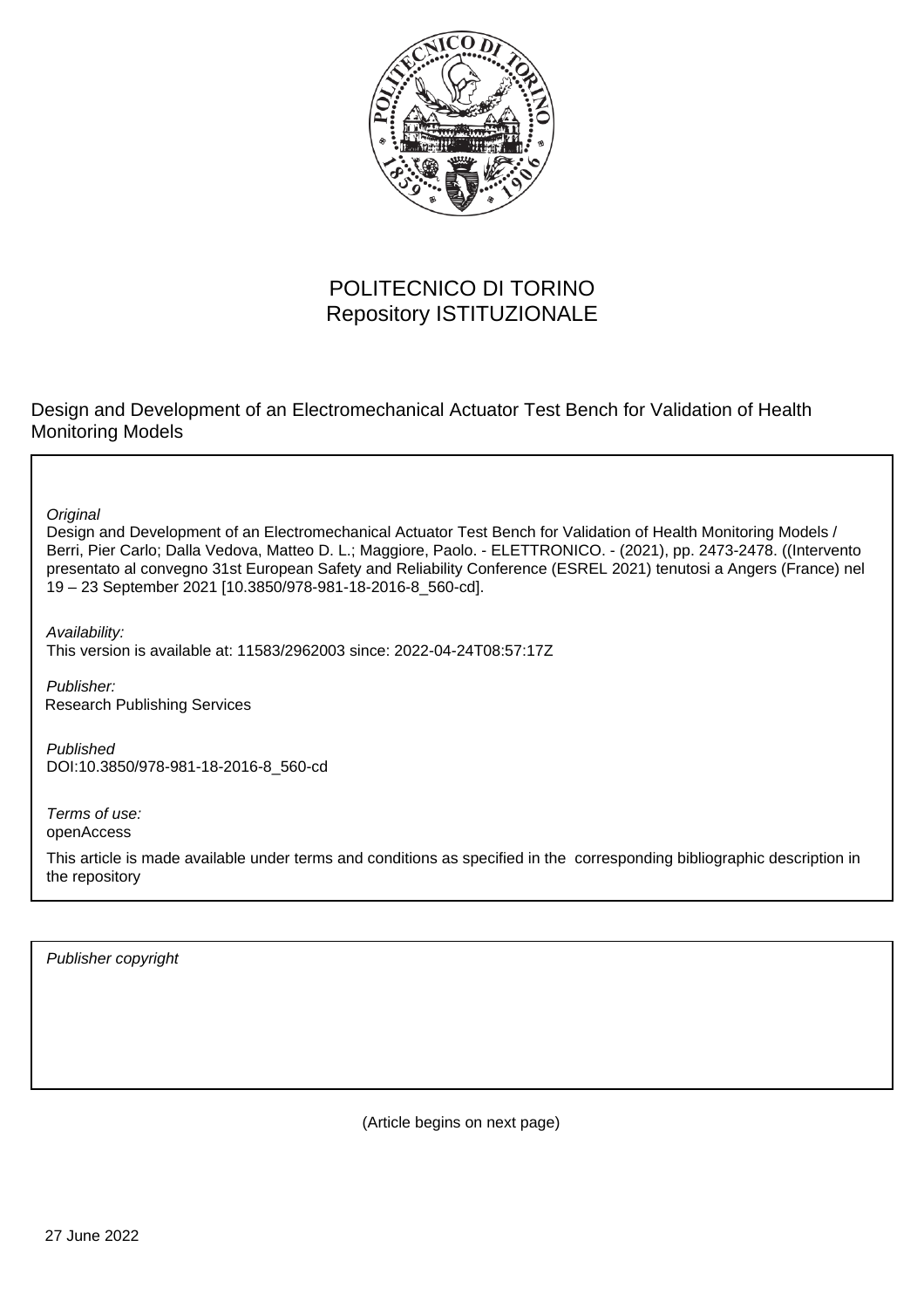POLITECNICO DI TORINO
Repository ISTITUZIONALE

Design and Development of an Electromechanical Actuator Test Bench for Validation of Health Monitoring Models

*Original*
Design and Development of an Electromechanical Actuator Test Bench for Validation of Health Monitoring Models / Berri, Pier Carlo; Dalla Vedova, Matteo D. L.; Maggiore, Paolo. - ELETTRONICO. - (2021), pp. 2473-2478. ((Intervento presentato al convegno 31st European Safety and Reliability Conference (ESREL 2021) tenutosi a Angers (France) nel 19 – 23 September 2021 [10.3850/978-981-18-2016-8_560-cd].

*Availability:*
This version is available at: 11583/2962003 since: 2022-04-24T08:57:17Z

*Publisher:*
Research Publishing Services

*Published*
DOI:10.3850/978-981-18-2016-8_560-cd

*Terms of use:*
openAccess

This article is made available under terms and conditions as specified in the corresponding bibliographic description in the repository

*Publisher copyright*

(Article begins on next page)

27 June 2022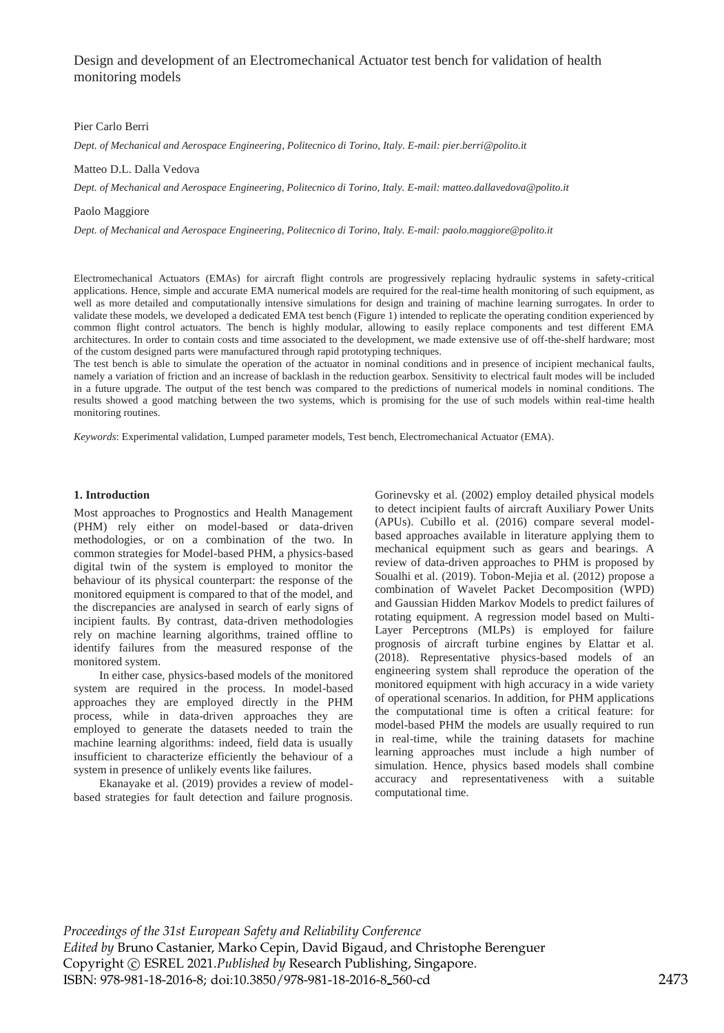# Design and development of an Electromechanical Actuator test bench for validation of health monitoring models

Pier Carlo Berri

*Dept. of Mechanical and Aerospace Engineering, Politecnico di Torino, Italy. E-mail: pier.berri@polito.it*

Matteo D.L. Dalla Vedova

*Dept. of Mechanical and Aerospace Engineering, Politecnico di Torino, Italy. E-mail: matteo.dallavedova@polito.it*

Paolo Maggiore

*Dept. of Mechanical and Aerospace Engineering, Politecnico di Torino, Italy. E-mail: paolo.maggiore@polito.it*

Electromechanical Actuators (EMAs) for aircraft flight controls are progressively replacing hydraulic systems in safety-critical applications. Hence, simple and accurate EMA numerical models are required for the real-time health monitoring of such equipment, as well as more detailed and computationally intensive simulations for design and training of machine learning surrogates. In order to validate these models, we developed a dedicated EMA test bench (Figure 1) intended to replicate the operating condition experienced by common flight control actuators. The bench is highly modular, allowing to easily replace components and test different EMA architectures. In order to contain costs and time associated to the development, we made extensive use of off-the-shelf hardware; most of the custom designed parts were manufactured through rapid prototyping techniques.

The test bench is able to simulate the operation of the actuator in nominal conditions and in presence of incipient mechanical faults, namely a variation of friction and an increase of backlash in the reduction gearbox. Sensitivity to electrical fault modes will be included in a future upgrade. The output of the test bench was compared to the predictions of numerical models in nominal conditions. The results showed a good matching between the two systems, which is promising for the use of such models within real-time health monitoring routines.

*Keywords*: Experimental validation, Lumped parameter models, Test bench, Electromechanical Actuator (EMA).

## 1. Introduction

Most approaches to Prognostics and Health Management (PHM) rely either on model-based or data-driven methodologies, or on a combination of the two. In common strategies for Model-based PHM, a physics-based digital twin of the system is employed to monitor the behaviour of its physical counterpart: the response of the monitored equipment is compared to that of the model, and the discrepancies are analysed in search of early signs of incipient faults. By contrast, data-driven methodologies rely on machine learning algorithms, trained offline to identify failures from the measured response of the monitored system.

In either case, physics-based models of the monitored system are required in the process. In model-based approaches they are employed directly in the PHM process, while in data-driven approaches they are employed to generate the datasets needed to train the machine learning algorithms: indeed, field data is usually insufficient to characterize efficiently the behaviour of a system in presence of unlikely events like failures.

Ekanayake et al. (2019) provides a review of model-based strategies for fault detection and failure prognosis. Gorinevsky et al. (2002) employ detailed physical models to detect incipient faults of aircraft Auxiliary Power Units (APUs). Cubillo et al. (2016) compare several model-based approaches available in literature applying them to mechanical equipment such as gears and bearings. A review of data-driven approaches to PHM is proposed by Soualhi et al. (2019). Tobon-Mejia et al. (2012) propose a combination of Wavelet Packet Decomposition (WPD) and Gaussian Hidden Markov Models to predict failures of rotating equipment. A regression model based on Multi-Layer Perceptrons (MLPs) is employed for failure prognosis of aircraft turbine engines by Elattar et al. (2018). Representative physics-based models of an engineering system shall reproduce the operation of the monitored equipment with high accuracy in a wide variety of operational scenarios. In addition, for PHM applications the computational time is often a critical feature: for model-based PHM the models are usually required to run in real-time, while the training datasets for machine learning approaches must include a high number of simulation. Hence, physics based models shall combine accuracy and representativeness with a suitable computational time.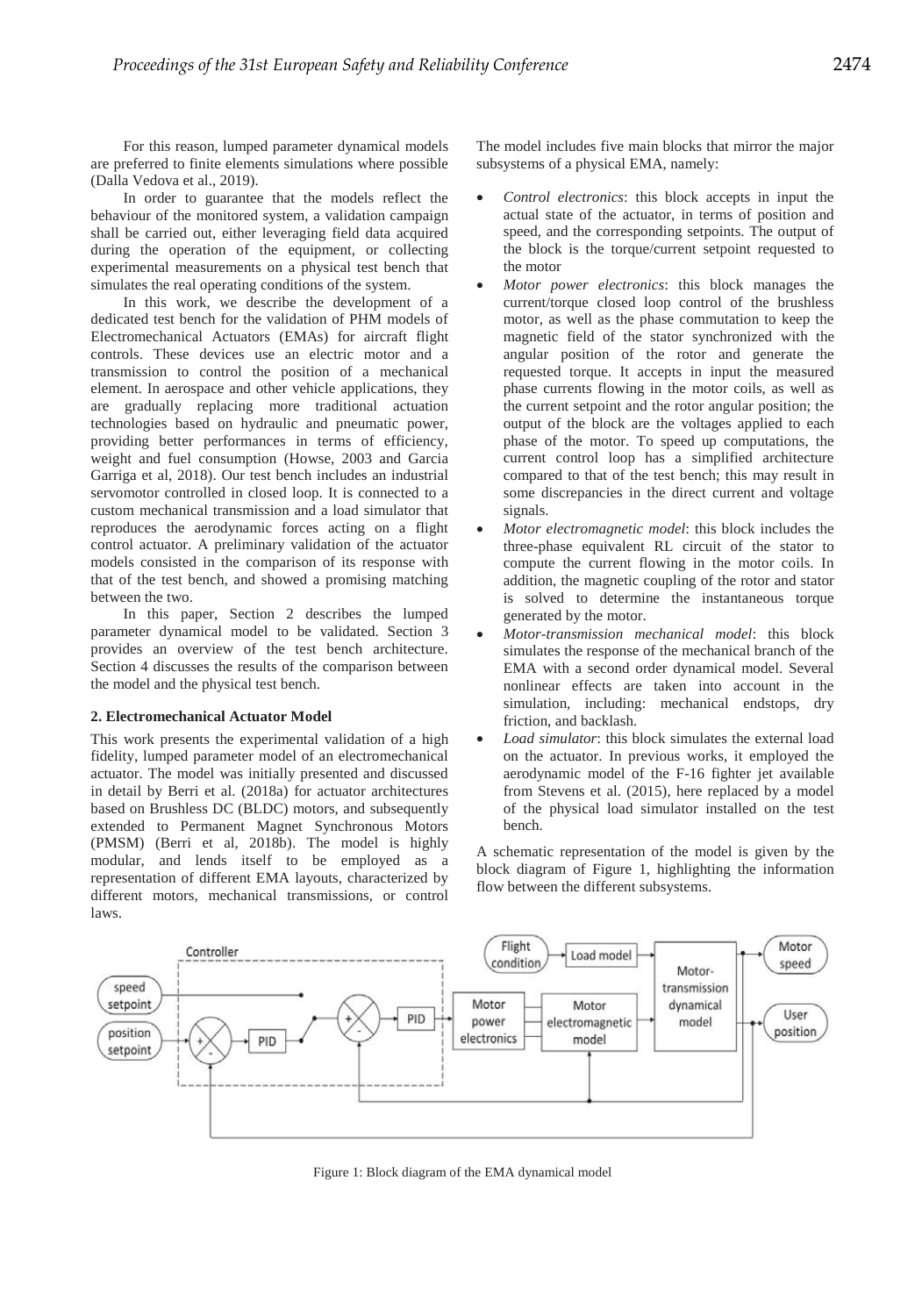For this reason, lumped parameter dynamical models are preferred to finite elements simulations where possible (Dalla Vedova et al., 2019).

In order to guarantee that the models reflect the behaviour of the monitored system, a validation campaign shall be carried out, either leveraging field data acquired during the operation of the equipment, or collecting experimental measurements on a physical test bench that simulates the real operating conditions of the system.

In this work, we describe the development of a dedicated test bench for the validation of PHM models of Electromechanical Actuators (EMAs) for aircraft flight controls. These devices use an electric motor and a transmission to control the position of a mechanical element. In aerospace and other vehicle applications, they are gradually replacing more traditional actuation technologies based on hydraulic and pneumatic power, providing better performances in terms of efficiency, weight and fuel consumption (Howse, 2003 and Garcia Garriga et al, 2018). Our test bench includes an industrial servomotor controlled in closed loop. It is connected to a custom mechanical transmission and a load simulator that reproduces the aerodynamic forces acting on a flight control actuator. A preliminary validation of the actuator models consisted in the comparison of its response with that of the test bench, and showed a promising matching between the two.

In this paper, Section 2 describes the lumped parameter dynamical model to be validated. Section 3 provides an overview of the test bench architecture. Section 4 discusses the results of the comparison between the model and the physical test bench.

## 2. Electromechanical Actuator Model

This work presents the experimental validation of a high fidelity, lumped parameter model of an electromechanical actuator. The model was initially presented and discussed in detail by Berri et al. (2018a) for actuator architectures based on Brushless DC (BLDC) motors, and subsequently extended to Permanent Magnet Synchronous Motors (PMSM) (Berri et al, 2018b). The model is highly modular, and lends itself to be employed as a representation of different EMA layouts, characterized by different motors, mechanical transmissions, or control laws.

The model includes five main blocks that mirror the major subsystems of a physical EMA, namely:

- *Control electronics*: this block accepts in input the actual state of the actuator, in terms of position and speed, and the corresponding setpoints. The output of the block is the torque/current setpoint requested to the motor
- *Motor power electronics*: this block manages the current/torque closed loop control of the brushless motor, as well as the phase commutation to keep the magnetic field of the stator synchronized with the angular position of the rotor and generate the requested torque. It accepts in input the measured phase currents flowing in the motor coils, as well as the current setpoint and the rotor angular position; the output of the block are the voltages applied to each phase of the motor. To speed up computations, the current control loop has a simplified architecture compared to that of the test bench; this may result in some discrepancies in the direct current and voltage signals.
- *Motor electromagnetic model*: this block includes the three-phase equivalent RL circuit of the stator to compute the current flowing in the motor coils. In addition, the magnetic coupling of the rotor and stator is solved to determine the instantaneous torque generated by the motor.
- *Motor-transmission mechanical model*: this block simulates the response of the mechanical branch of the EMA with a second order dynamical model. Several nonlinear effects are taken into account in the simulation, including: mechanical endstops, dry friction, and backlash.
- *Load simulator*: this block simulates the external load on the actuator. In previous works, it employed the aerodynamic model of the F-16 fighter jet available from Stevens et al. (2015), here replaced by a model of the physical load simulator installed on the test bench.

A schematic representation of the model is given by the block diagram of Figure 1, highlighting the information flow between the different subsystems.

Figure 1: Block diagram of the EMA dynamical model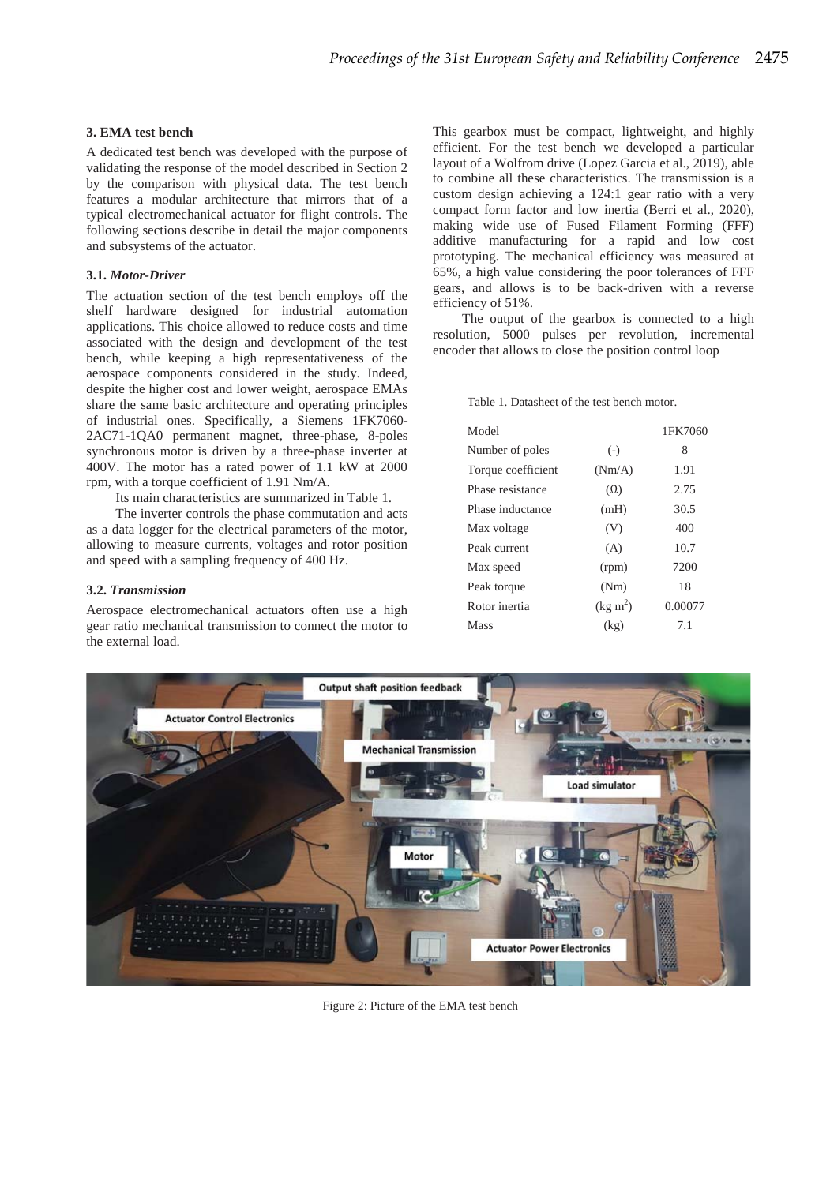## 3. EMA test bench

A dedicated test bench was developed with the purpose of validating the response of the model described in Section 2 by the comparison with physical data. The test bench features a modular architecture that mirrors that of a typical electromechanical actuator for flight controls. The following sections describe in detail the major components and subsystems of the actuator.

### 3.1. *Motor-Driver*

The actuation section of the test bench employs off the shelf hardware designed for industrial automation applications. This choice allowed to reduce costs and time associated with the design and development of the test bench, while keeping a high representativeness of the aerospace components considered in the study. Indeed, despite the higher cost and lower weight, aerospace EMAs share the same basic architecture and operating principles of industrial ones. Specifically, a Siemens 1FK7060-2AC71-1QA0 permanent magnet, three-phase, 8-poles synchronous motor is driven by a three-phase inverter at 400V. The motor has a rated power of 1.1 kW at 2000 rpm, with a torque coefficient of 1.91 Nm/A.

Its main characteristics are summarized in Table 1.

The inverter controls the phase commutation and acts as a data logger for the electrical parameters of the motor, allowing to measure currents, voltages and rotor position and speed with a sampling frequency of 400 Hz.

### 3.2. *Transmission*

Aerospace electromechanical actuators often use a high gear ratio mechanical transmission to connect the motor to the external load.

This gearbox must be compact, lightweight, and highly efficient. For the test bench we developed a particular layout of a Wolfrom drive (Lopez Garcia et al., 2019), able to combine all these characteristics. The transmission is a custom design achieving a 124:1 gear ratio with a very compact form factor and low inertia (Berri et al., 2020), making wide use of Fused Filament Forming (FFF) additive manufacturing for a rapid and low cost prototyping. The mechanical efficiency was measured at 65%, a high value considering the poor tolerances of FFF gears, and allows is to be back-driven with a reverse efficiency of 51%.

The output of the gearbox is connected to a high resolution, 5000 pulses per revolution, incremental encoder that allows to close the position control loop

Table 1. Datasheet of the test bench motor.

| Model | | 1FK7060 |
|---|---|---|
| Number of poles | (-) | 8 |
| Torque coefficient | (Nm/A) | 1.91 |
| Phase resistance | (Ω) | 2.75 |
| Phase inductance | (mH) | 30.5 |
| Max voltage | (V) | 400 |
| Peak current | (A) | 10.7 |
| Max speed | (rpm) | 7200 |
| Peak torque | (Nm) | 18 |
| Rotor inertia | (kg $m^2$) | 0.00077 |
| Mass | (kg) | 7.1 |

Figure 2: Picture of the EMA test bench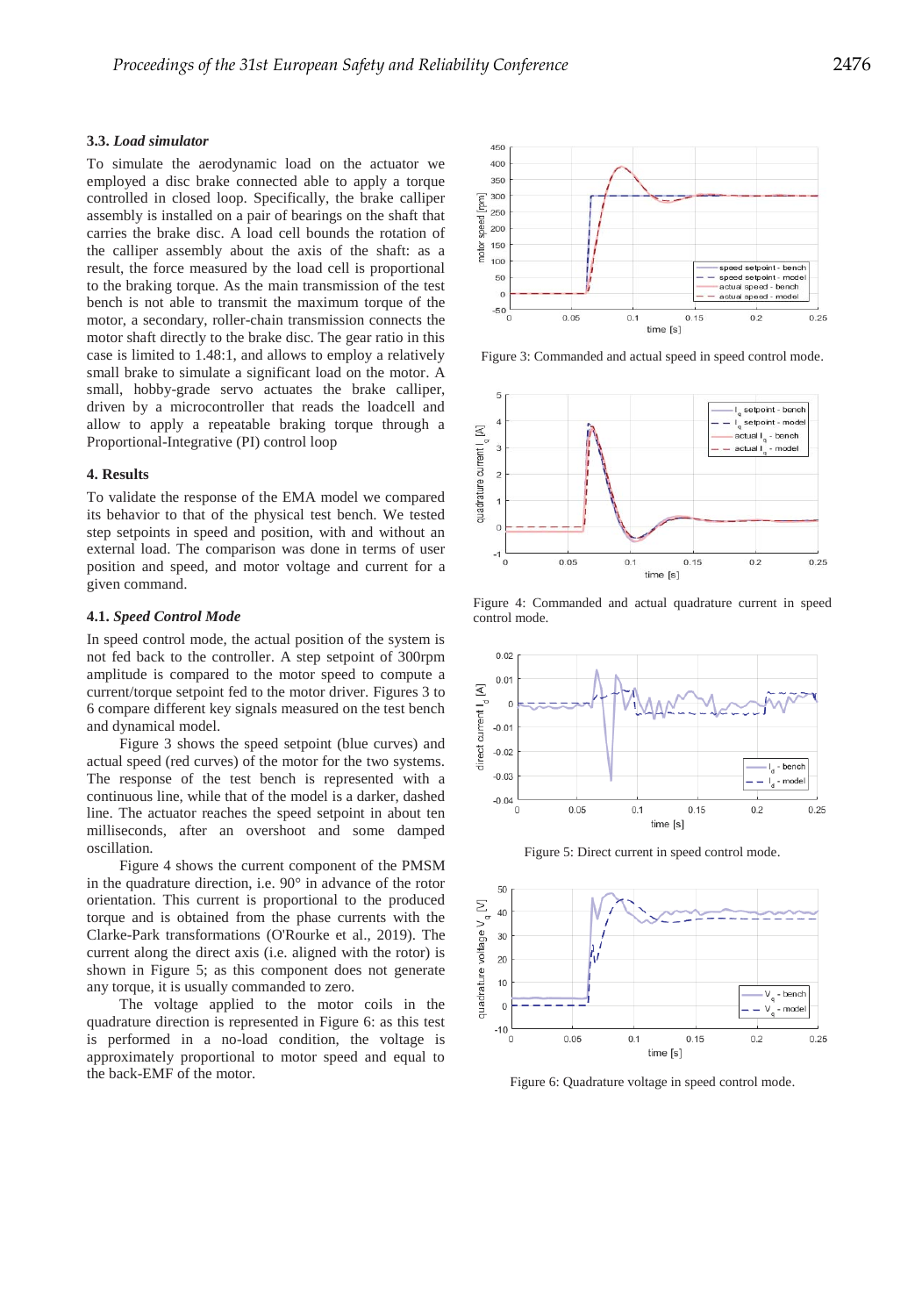### 3.3. *Load simulator*

To simulate the aerodynamic load on the actuator we employed a disc brake connected able to apply a torque controlled in closed loop. Specifically, the brake calliper assembly is installed on a pair of bearings on the shaft that carries the brake disc. A load cell bounds the rotation of the calliper assembly about the axis of the shaft: as a result, the force measured by the load cell is proportional to the braking torque. As the main transmission of the test bench is not able to transmit the maximum torque of the motor, a secondary, roller-chain transmission connects the motor shaft directly to the brake disc. The gear ratio in this case is limited to 1.48:1, and allows to employ a relatively small brake to simulate a significant load on the motor. A small, hobby-grade servo actuates the brake calliper, driven by a microcontroller that reads the loadcell and allow to apply a repeatable braking torque through a Proportional-Integrative (PI) control loop

## 4. Results

To validate the response of the EMA model we compared its behavior to that of the physical test bench. We tested step setpoints in speed and position, with and without an external load. The comparison was done in terms of user position and speed, and motor voltage and current for a given command.

### 4.1. *Speed Control Mode*

In speed control mode, the actual position of the system is not fed back to the controller. A step setpoint of 300rpm amplitude is compared to the motor speed to compute a current/torque setpoint fed to the motor driver. Figures 3 to 6 compare different key signals measured on the test bench and dynamical model.

Figure 3 shows the speed setpoint (blue curves) and actual speed (red curves) of the motor for the two systems. The response of the test bench is represented with a continuous line, while that of the model is a darker, dashed line. The actuator reaches the speed setpoint in about ten milliseconds, after an overshoot and some damped oscillation.

Figure 4 shows the current component of the PMSM in the quadrature direction, i.e. 90° in advance of the rotor orientation. This current is proportional to the produced torque and is obtained from the phase currents with the Clarke-Park transformations (O'Rourke et al., 2019). The current along the direct axis (i.e. aligned with the rotor) is shown in Figure 5; as this component does not generate any torque, it is usually commanded to zero.

The voltage applied to the motor coils in the quadrature direction is represented in Figure 6: as this test is performed in a no-load condition, the voltage is approximately proportional to motor speed and equal to the back-EMF of the motor.

Figure 3: Commanded and actual speed in speed control mode.

Figure 4: Commanded and actual quadrature current in speed control mode.

Figure 5: Direct current in speed control mode.

Figure 6: Quadrature voltage in speed control mode.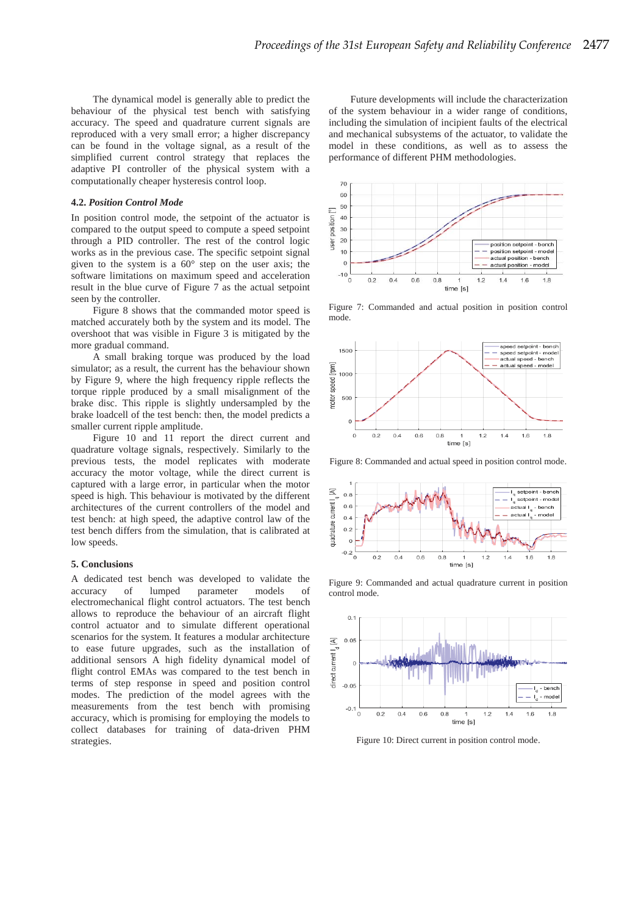The dynamical model is generally able to predict the behaviour of the physical test bench with satisfying accuracy. The speed and quadrature current signals are reproduced with a very small error; a higher discrepancy can be found in the voltage signal, as a result of the simplified current control strategy that replaces the adaptive PI controller of the physical system with a computationally cheaper hysteresis control loop.

### 4.2. *Position Control Mode*

In position control mode, the setpoint of the actuator is compared to the output speed to compute a speed setpoint through a PID controller. The rest of the control logic works as in the previous case. The specific setpoint signal given to the system is a 60° step on the user axis; the software limitations on maximum speed and acceleration result in the blue curve of Figure 7 as the actual setpoint seen by the controller.

Figure 8 shows that the commanded motor speed is matched accurately both by the system and its model. The overshoot that was visible in Figure 3 is mitigated by the more gradual command.

A small braking torque was produced by the load simulator; as a result, the current has the behaviour shown by Figure 9, where the high frequency ripple reflects the torque ripple produced by a small misalignment of the brake disc. This ripple is slightly undersampled by the brake loadcell of the test bench: then, the model predicts a smaller current ripple amplitude.

Figure 10 and 11 report the direct current and quadrature voltage signals, respectively. Similarly to the previous tests, the model replicates with moderate accuracy the motor voltage, while the direct current is captured with a large error, in particular when the motor speed is high. This behaviour is motivated by the different architectures of the current controllers of the model and test bench: at high speed, the adaptive control law of the test bench differs from the simulation, that is calibrated at low speeds.

## 5. Conclusions

A dedicated test bench was developed to validate the accuracy of lumped parameter models of electromechanical flight control actuators. The test bench allows to reproduce the behaviour of an aircraft flight control actuator and to simulate different operational scenarios for the system. It features a modular architecture to ease future upgrades, such as the installation of additional sensors A high fidelity dynamical model of flight control EMAs was compared to the test bench in terms of step response in speed and position control modes. The prediction of the model agrees with the measurements from the test bench with promising accuracy, which is promising for employing the models to collect databases for training of data-driven PHM strategies.

Future developments will include the characterization of the system behaviour in a wider range of conditions, including the simulation of incipient faults of the electrical and mechanical subsystems of the actuator, to validate the model in these conditions, as well as to assess the performance of different PHM methodologies.

Figure 7: Commanded and actual position in position control mode.

Figure 8: Commanded and actual speed in position control mode.

Figure 9: Commanded and actual quadrature current in position control mode.

Figure 10: Direct current in position control mode.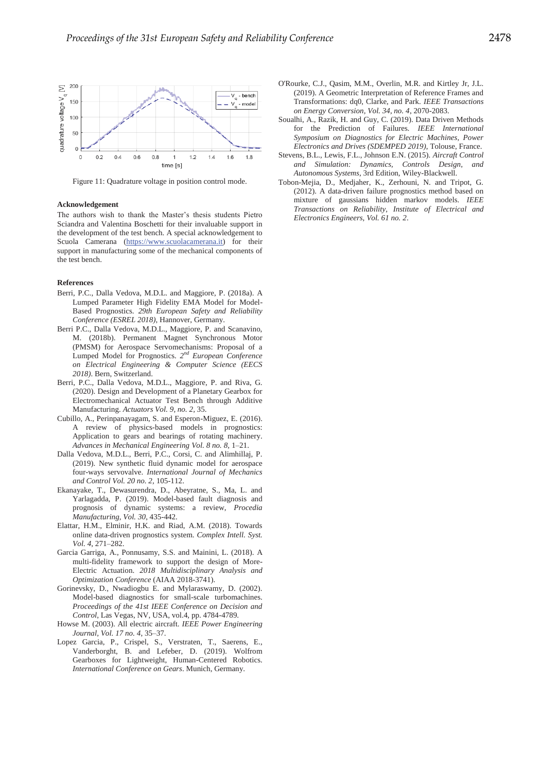quadrature voltage $V_q$ [V]

200
150
100
50
0

0 0.2 0.4 0.6 0.8 1 1.2 1.4 1.6 1.8

time [s]

$V_q$ - bench
$V_q$ - model

Figure 11: Quadrature voltage in position control mode.

#### Acknowledgement

The authors wish to thank the Master's thesis students Pietro Sciandra and Valentina Boschetti for their invaluable support in the development of the test bench. A special acknowledgement to Scuola Camerana (https://www.scuolacamerana.it) for their support in manufacturing some of the mechanical components of the test bench.

#### References

Berri, P.C., Dalla Vedova, M.D.L. and Maggiore, P. (2018a). A Lumped Parameter High Fidelity EMA Model for Model-Based Prognostics. *29th European Safety and Reliability Conference (ESREL 2018)*, Hannover, Germany.

Berri P.C., Dalla Vedova, M.D.L., Maggiore, P. and Scanavino, M. (2018b). Permanent Magnet Synchronous Motor (PMSM) for Aerospace Servomechanisms: Proposal of a Lumped Model for Prognostics. *2nd European Conference on Electrical Engineering & Computer Science (EECS 2018)*. Bern, Switzerland.

Berri, P.C., Dalla Vedova, M.D.L., Maggiore, P. and Riva, G. (2020). Design and Development of a Planetary Gearbox for Electromechanical Actuator Test Bench through Additive Manufacturing. *Actuators Vol. 9, no. 2*, 35.

Cubillo, A., Perinpanayagam, S. and Esperon-Miguez, E. (2016). A review of physics-based models in prognostics: Application to gears and bearings of rotating machinery. *Advances in Mechanical Engineering Vol. 8 no. 8*, 1–21.

Dalla Vedova, M.D.L., Berri, P.C., Corsi, C. and Alimhillaj, P. (2019). New synthetic fluid dynamic model for aerospace four-ways servovalve. *International Journal of Mechanics and Control Vol. 20 no. 2*, 105-112.

Ekanayake, T., Dewasurendra, D., Abeyratne, S., Ma, L. and Yarlagadda, P. (2019). Model-based fault diagnosis and prognosis of dynamic systems: a review, *Procedia Manufacturing, Vol. 30*, 435-442.

Elattar, H.M., Elminir, H.K. and Riad, A.M. (2018). Towards online data-driven prognostics system. *Complex Intell. Syst. Vol. 4*, 271–282.

Garcia Garriga, A., Ponnusamy, S.S. and Mainini, L. (2018). A multi-fidelity framework to support the design of More-Electric Actuation. *2018 Multidisciplinary Analysis and Optimization Conference* (AIAA 2018-3741).

Gorinevsky, D., Nwadiogbu E. and Mylaraswamy, D. (2002). Model-based diagnostics for small-scale turbomachines. *Proceedings of the 41st IEEE Conference on Decision and Control*, Las Vegas, NV, USA, vol.4, pp. 4784-4789.

Howse M. (2003). All electric aircraft. *IEEE Power Engineering Journal, Vol. 17 no. 4*, 35–37.

Lopez Garcia, P., Crispel, S., Verstraten, T., Saerens, E., Vanderborght, B. and Lefeber, D. (2019). Wolfrom Gearboxes for Lightweight, Human-Centered Robotics. *International Conference on Gears*. Munich, Germany.

O'Rourke, C.J., Qasim, M.M., Overlin, M.R. and Kirtley Jr, J.L. (2019). A Geometric Interpretation of Reference Frames and Transformations: dq0, Clarke, and Park. *IEEE Transactions on Energy Conversion, Vol. 34, no. 4*, 2070-2083.

Soualhi, A., Razik, H. and Guy, C. (2019). Data Driven Methods for the Prediction of Failures. *IEEE International Symposium on Diagnostics for Electric Machines, Power Electronics and Drives (SDEMPED 2019)*, Tolouse, France.

Stevens, B.L., Lewis, F.L., Johnson E.N. (2015). *Aircraft Control and Simulation: Dynamics, Controls Design, and Autonomous Systems*, 3rd Edition, Wiley-Blackwell.

Tobon-Mejia, D., Medjaher, K., Zerhouni, N. and Tripot, G. (2012). A data-driven failure prognostics method based on mixture of gaussians hidden markov models. *IEEE Transactions on Reliability, Institute of Electrical and Electronics Engineers, Vol. 61 no. 2*.